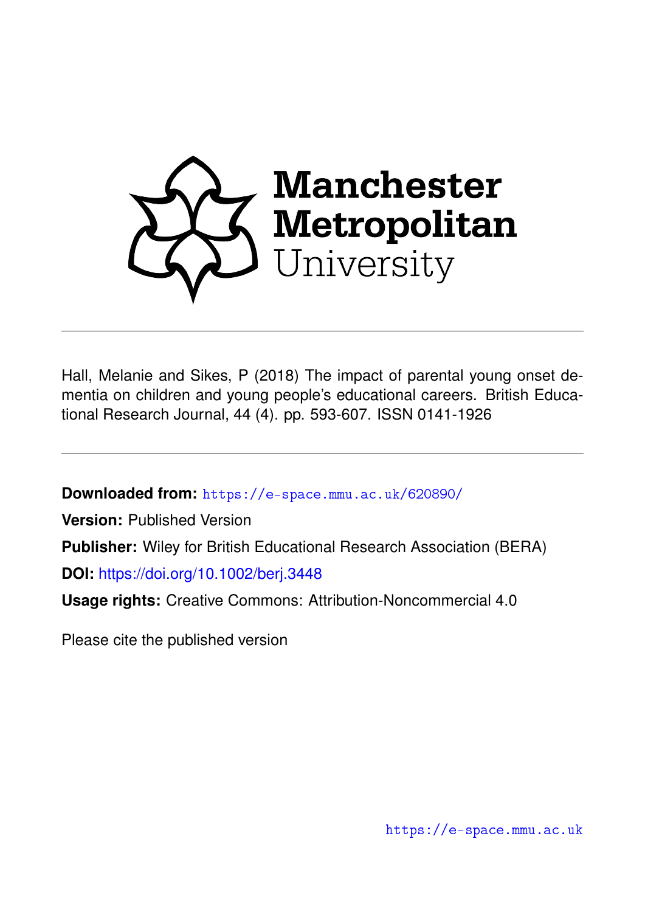Manchester Metropolitan University

Hall, Melanie and Sikes, P (2018) The impact of parental young onset dementia on children and young people's educational careers. British Educational Research Journal, 44 (4). pp. 593-607. ISSN 0141-1926

**Downloaded from:** https://e-space.mmu.ac.uk/620890/

**Version:** Published Version

**Publisher:** Wiley for British Educational Research Association (BERA)

**DOI:** https://doi.org/10.1002/berj.3448

**Usage rights:** Creative Commons: Attribution-Noncommercial 4.0

Please cite the published version

https://e-space.mmu.ac.uk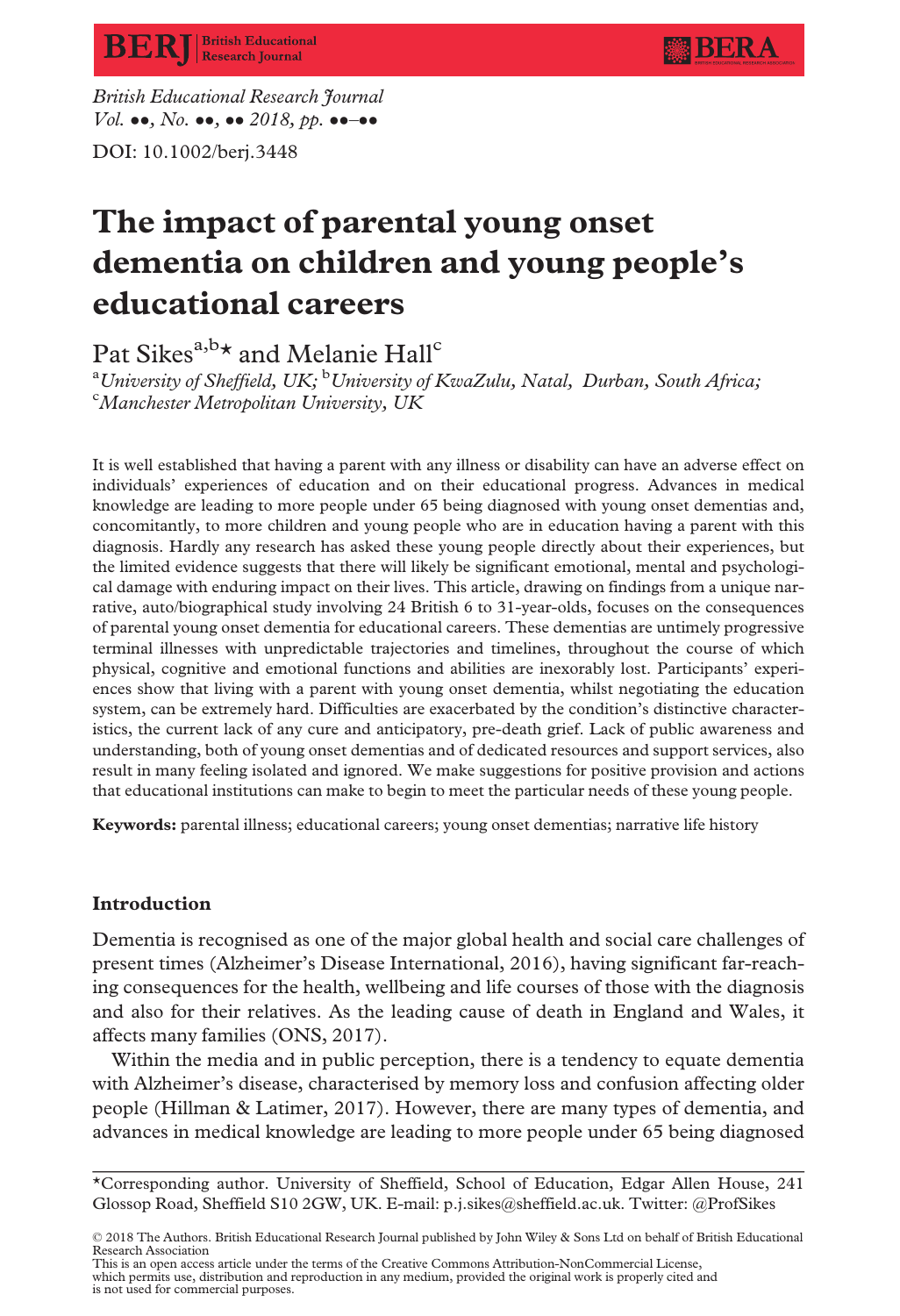# The impact of parental young onset dementia on children and young people's educational careers

Pat Sikes[a,b]* and Melanie Hall[c]

[a]*University of Sheffield, UK;* [b]*University of KwaZulu, Natal, Durban, South Africa;* [c]*Manchester Metropolitan University, UK*

It is well established that having a parent with any illness or disability can have an adverse effect on individuals' experiences of education and on their educational progress. Advances in medical knowledge are leading to more people under 65 being diagnosed with young onset dementias and, concomitantly, to more children and young people who are in education having a parent with this diagnosis. Hardly any research has asked these young people directly about their experiences, but the limited evidence suggests that there will likely be significant emotional, mental and psychological damage with enduring impact on their lives. This article, drawing on findings from a unique narrative, auto/biographical study involving 24 British 6 to 31-year-olds, focuses on the consequences of parental young onset dementia for educational careers. These dementias are untimely progressive terminal illnesses with unpredictable trajectories and timelines, throughout the course of which physical, cognitive and emotional functions and abilities are inexorably lost. Participants' experiences show that living with a parent with young onset dementia, whilst negotiating the education system, can be extremely hard. Difficulties are exacerbated by the condition's distinctive characteristics, the current lack of any cure and anticipatory, pre-death grief. Lack of public awareness and understanding, both of young onset dementias and of dedicated resources and support services, also result in many feeling isolated and ignored. We make suggestions for positive provision and actions that educational institutions can make to begin to meet the particular needs of these young people.

**Keywords:** parental illness; educational careers; young onset dementias; narrative life history

## Introduction

Dementia is recognised as one of the major global health and social care challenges of present times (Alzheimer's Disease International, 2016), having significant far-reaching consequences for the health, wellbeing and life courses of those with the diagnosis and also for their relatives. As the leading cause of death in England and Wales, it affects many families (ONS, 2017).

Within the media and in public perception, there is a tendency to equate dementia with Alzheimer's disease, characterised by memory loss and confusion affecting older people (Hillman & Latimer, 2017). However, there are many types of dementia, and advances in medical knowledge are leading to more people under 65 being diagnosed

*Corresponding author. University of Sheffield, School of Education, Edgar Allen House, 241 Glossop Road, Sheffield S10 2GW, UK. E-mail: p.j.sikes@sheffield.ac.uk. Twitter: @ProfSikes

© 2018 The Authors. British Educational Research Journal published by John Wiley & Sons Ltd on behalf of British Educational Research Association
This is an open access article under the terms of the Creative Commons Attribution-NonCommercial License, which permits use, distribution and reproduction in any medium, provided the original work is properly cited and is not used for commercial purposes.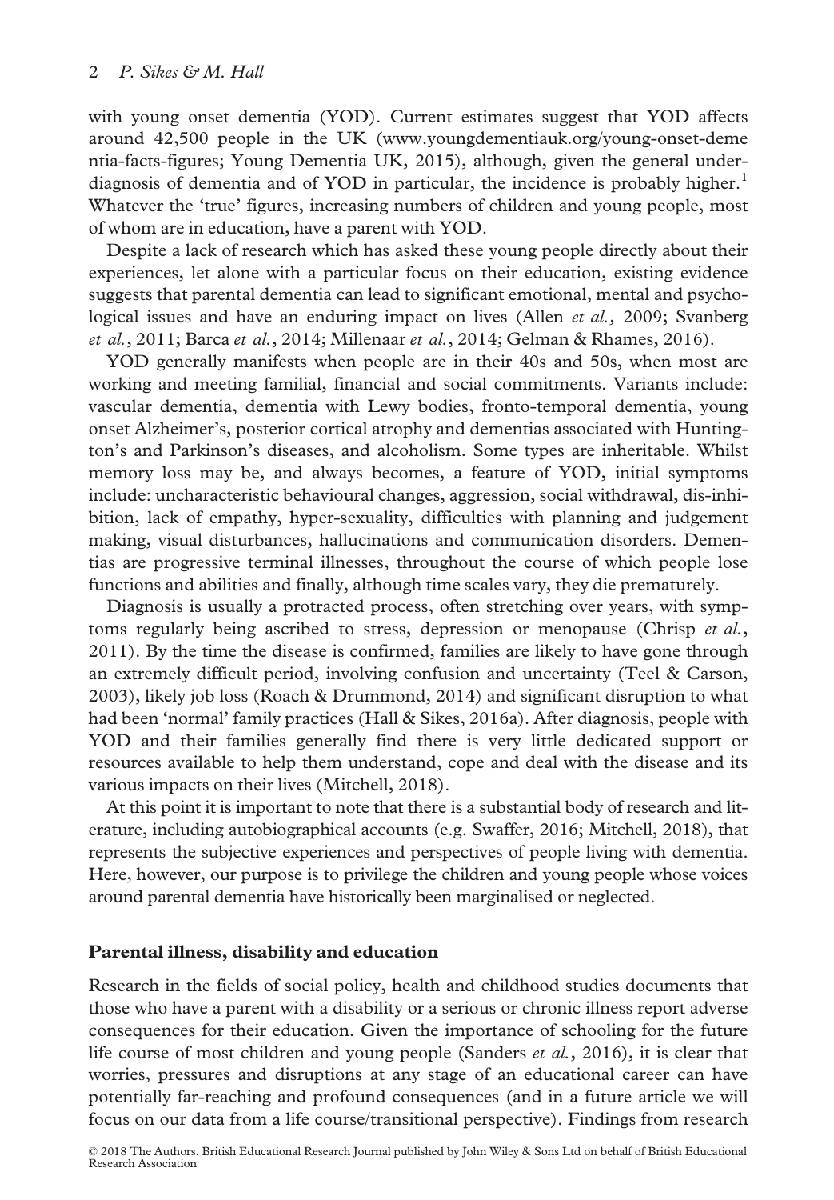with young onset dementia (YOD). Current estimates suggest that YOD affects around 42,500 people in the UK (www.youngdementiauk.org/young-onset-dementia-facts-figures; Young Dementia UK, 2015), although, given the general under-diagnosis of dementia and of YOD in particular, the incidence is probably higher.[1] Whatever the 'true' figures, increasing numbers of children and young people, most of whom are in education, have a parent with YOD.

Despite a lack of research which has asked these young people directly about their experiences, let alone with a particular focus on their education, existing evidence suggests that parental dementia can lead to significant emotional, mental and psychological issues and have an enduring impact on lives (Allen *et al.,* 2009; Svanberg *et al.*, 2011; Barca *et al.*, 2014; Millenaar *et al.*, 2014; Gelman & Rhames, 2016).

YOD generally manifests when people are in their 40s and 50s, when most are working and meeting familial, financial and social commitments. Variants include: vascular dementia, dementia with Lewy bodies, fronto-temporal dementia, young onset Alzheimer's, posterior cortical atrophy and dementias associated with Huntington's and Parkinson's diseases, and alcoholism. Some types are inheritable. Whilst memory loss may be, and always becomes, a feature of YOD, initial symptoms include: uncharacteristic behavioural changes, aggression, social withdrawal, dis-inhibition, lack of empathy, hyper-sexuality, difficulties with planning and judgement making, visual disturbances, hallucinations and communication disorders. Dementias are progressive terminal illnesses, throughout the course of which people lose functions and abilities and finally, although time scales vary, they die prematurely.

Diagnosis is usually a protracted process, often stretching over years, with symptoms regularly being ascribed to stress, depression or menopause (Chrisp *et al.*, 2011). By the time the disease is confirmed, families are likely to have gone through an extremely difficult period, involving confusion and uncertainty (Teel & Carson, 2003), likely job loss (Roach & Drummond, 2014) and significant disruption to what had been 'normal' family practices (Hall & Sikes, 2016a). After diagnosis, people with YOD and their families generally find there is very little dedicated support or resources available to help them understand, cope and deal with the disease and its various impacts on their lives (Mitchell, 2018).

At this point it is important to note that there is a substantial body of research and literature, including autobiographical accounts (e.g. Swaffer, 2016; Mitchell, 2018), that represents the subjective experiences and perspectives of people living with dementia. Here, however, our purpose is to privilege the children and young people whose voices around parental dementia have historically been marginalised or neglected.

## Parental illness, disability and education

Research in the fields of social policy, health and childhood studies documents that those who have a parent with a disability or a serious or chronic illness report adverse consequences for their education. Given the importance of schooling for the future life course of most children and young people (Sanders *et al.*, 2016), it is clear that worries, pressures and disruptions at any stage of an educational career can have potentially far-reaching and profound consequences (and in a future article we will focus on our data from a life course/transitional perspective). Findings from research

© 2018 The Authors. British Educational Research Journal published by John Wiley & Sons Ltd on behalf of British Educational Research Association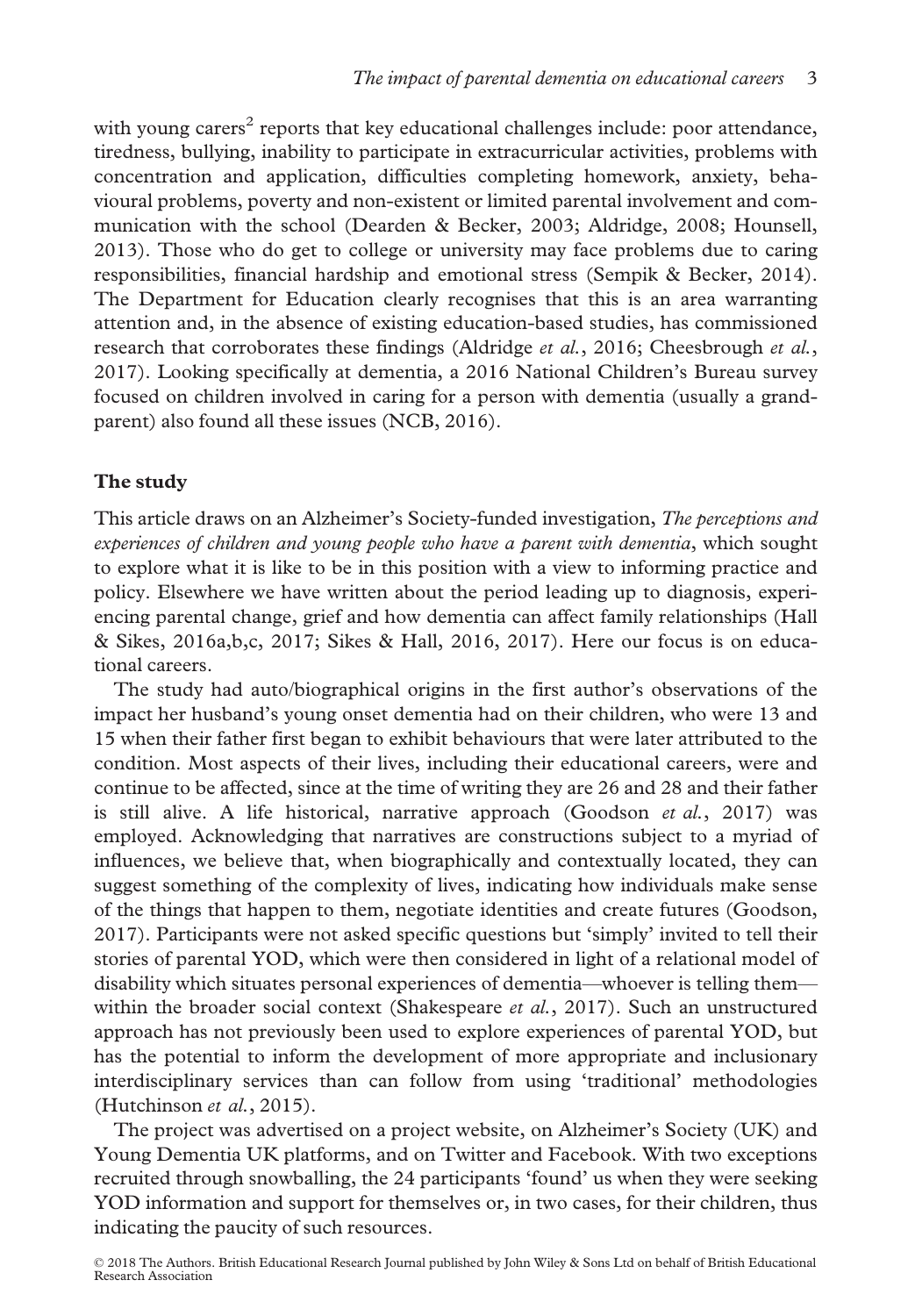with young carers[2] reports that key educational challenges include: poor attendance, tiredness, bullying, inability to participate in extracurricular activities, problems with concentration and application, difficulties completing homework, anxiety, behavioural problems, poverty and non-existent or limited parental involvement and communication with the school (Dearden & Becker, 2003; Aldridge, 2008; Hounsell, 2013). Those who do get to college or university may face problems due to caring responsibilities, financial hardship and emotional stress (Sempik & Becker, 2014). The Department for Education clearly recognises that this is an area warranting attention and, in the absence of existing education-based studies, has commissioned research that corroborates these findings (Aldridge *et al.*, 2016; Cheesbrough *et al.*, 2017). Looking specifically at dementia, a 2016 National Children's Bureau survey focused on children involved in caring for a person with dementia (usually a grandparent) also found all these issues (NCB, 2016).

## The study

This article draws on an Alzheimer's Society-funded investigation, *The perceptions and experiences of children and young people who have a parent with dementia*, which sought to explore what it is like to be in this position with a view to informing practice and policy. Elsewhere we have written about the period leading up to diagnosis, experiencing parental change, grief and how dementia can affect family relationships (Hall & Sikes, 2016a,b,c, 2017; Sikes & Hall, 2016, 2017). Here our focus is on educational careers.

The study had auto/biographical origins in the first author's observations of the impact her husband's young onset dementia had on their children, who were 13 and 15 when their father first began to exhibit behaviours that were later attributed to the condition. Most aspects of their lives, including their educational careers, were and continue to be affected, since at the time of writing they are 26 and 28 and their father is still alive. A life historical, narrative approach (Goodson *et al.*, 2017) was employed. Acknowledging that narratives are constructions subject to a myriad of influences, we believe that, when biographically and contextually located, they can suggest something of the complexity of lives, indicating how individuals make sense of the things that happen to them, negotiate identities and create futures (Goodson, 2017). Participants were not asked specific questions but 'simply' invited to tell their stories of parental YOD, which were then considered in light of a relational model of disability which situates personal experiences of dementia—whoever is telling them—within the broader social context (Shakespeare *et al.*, 2017). Such an unstructured approach has not previously been used to explore experiences of parental YOD, but has the potential to inform the development of more appropriate and inclusionary interdisciplinary services than can follow from using 'traditional' methodologies (Hutchinson *et al.*, 2015).

The project was advertised on a project website, on Alzheimer's Society (UK) and Young Dementia UK platforms, and on Twitter and Facebook. With two exceptions recruited through snowballing, the 24 participants 'found' us when they were seeking YOD information and support for themselves or, in two cases, for their children, thus indicating the paucity of such resources.

© 2018 The Authors. British Educational Research Journal published by John Wiley & Sons Ltd on behalf of British Educational Research Association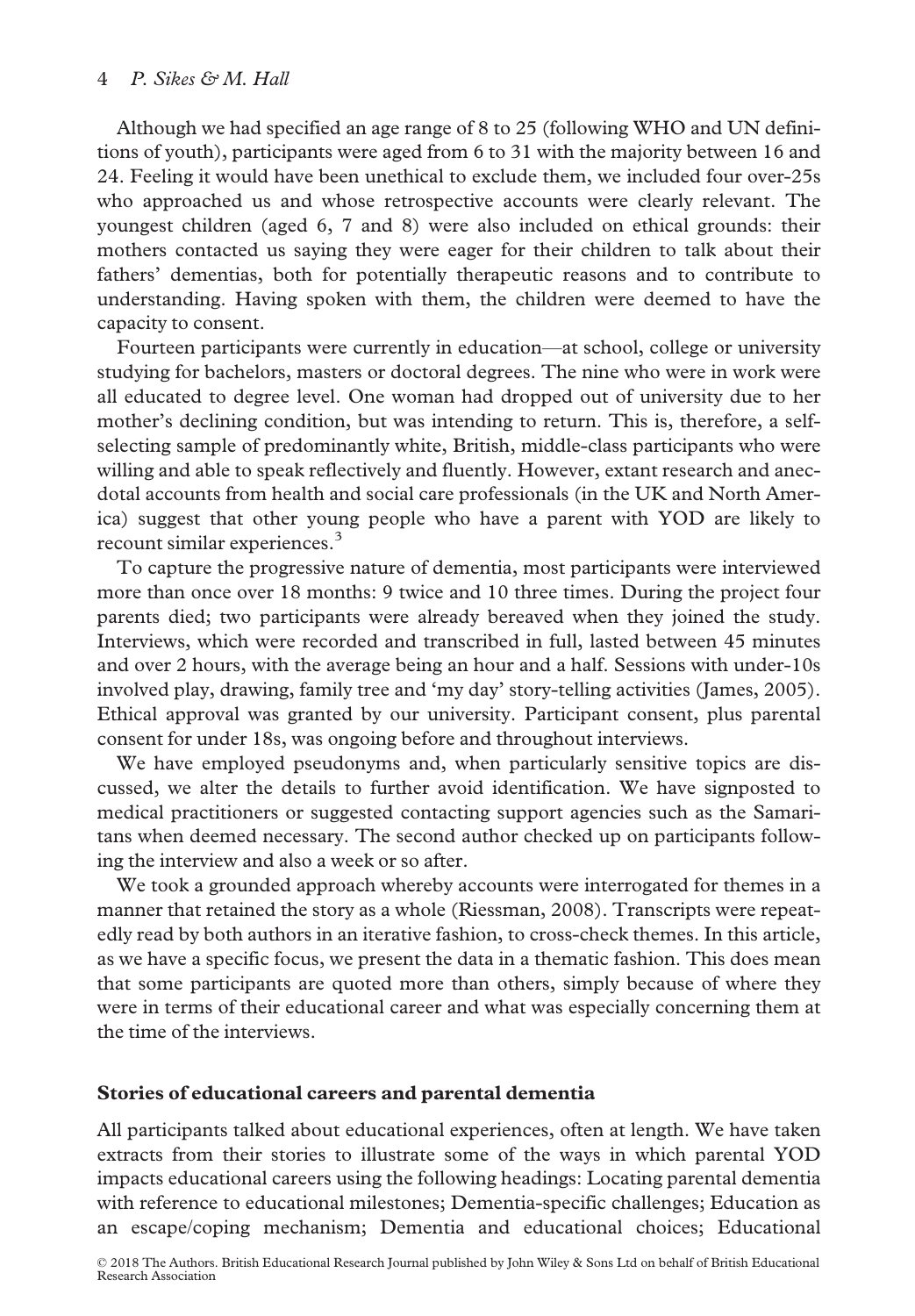Although we had specified an age range of 8 to 25 (following WHO and UN definitions of youth), participants were aged from 6 to 31 with the majority between 16 and 24. Feeling it would have been unethical to exclude them, we included four over-25s who approached us and whose retrospective accounts were clearly relevant. The youngest children (aged 6, 7 and 8) were also included on ethical grounds: their mothers contacted us saying they were eager for their children to talk about their fathers' dementias, both for potentially therapeutic reasons and to contribute to understanding. Having spoken with them, the children were deemed to have the capacity to consent.

Fourteen participants were currently in education—at school, college or university studying for bachelors, masters or doctoral degrees. The nine who were in work were all educated to degree level. One woman had dropped out of university due to her mother's declining condition, but was intending to return. This is, therefore, a self-selecting sample of predominantly white, British, middle-class participants who were willing and able to speak reflectively and fluently. However, extant research and anecdotal accounts from health and social care professionals (in the UK and North America) suggest that other young people who have a parent with YOD are likely to recount similar experiences.[3]

To capture the progressive nature of dementia, most participants were interviewed more than once over 18 months: 9 twice and 10 three times. During the project four parents died; two participants were already bereaved when they joined the study. Interviews, which were recorded and transcribed in full, lasted between 45 minutes and over 2 hours, with the average being an hour and a half. Sessions with under-10s involved play, drawing, family tree and 'my day' story-telling activities (James, 2005). Ethical approval was granted by our university. Participant consent, plus parental consent for under 18s, was ongoing before and throughout interviews.

We have employed pseudonyms and, when particularly sensitive topics are discussed, we alter the details to further avoid identification. We have signposted to medical practitioners or suggested contacting support agencies such as the Samaritans when deemed necessary. The second author checked up on participants following the interview and also a week or so after.

We took a grounded approach whereby accounts were interrogated for themes in a manner that retained the story as a whole (Riessman, 2008). Transcripts were repeatedly read by both authors in an iterative fashion, to cross-check themes. In this article, as we have a specific focus, we present the data in a thematic fashion. This does mean that some participants are quoted more than others, simply because of where they were in terms of their educational career and what was especially concerning them at the time of the interviews.

## Stories of educational careers and parental dementia

All participants talked about educational experiences, often at length. We have taken extracts from their stories to illustrate some of the ways in which parental YOD impacts educational careers using the following headings: Locating parental dementia with reference to educational milestones; Dementia-specific challenges; Education as an escape/coping mechanism; Dementia and educational choices; Educational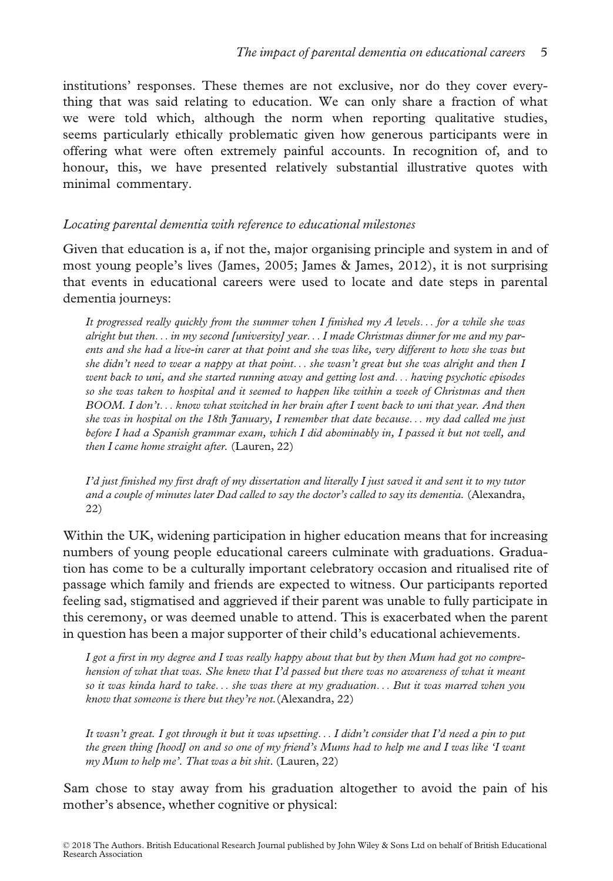institutions' responses. These themes are not exclusive, nor do they cover everything that was said relating to education. We can only share a fraction of what we were told which, although the norm when reporting qualitative studies, seems particularly ethically problematic given how generous participants were in offering what were often extremely painful accounts. In recognition of, and to honour, this, we have presented relatively substantial illustrative quotes with minimal commentary.

### *Locating parental dementia with reference to educational milestones*

Given that education is a, if not the, major organising principle and system in and of most young people's lives (James, 2005; James & James, 2012), it is not surprising that events in educational careers were used to locate and date steps in parental dementia journeys:

> *It progressed really quickly from the summer when I finished my A levels… for a while she was alright but then… in my second [university] year… I made Christmas dinner for me and my parents and she had a live-in carer at that point and she was like, very different to how she was but she didn't need to wear a nappy at that point… she wasn't great but she was alright and then I went back to uni, and she started running away and getting lost and… having psychotic episodes so she was taken to hospital and it seemed to happen like within a week of Christmas and then BOOM. I don't… know what switched in her brain after I went back to uni that year. And then she was in hospital on the 18th January, I remember that date because… my dad called me just before I had a Spanish grammar exam, which I did abominably in, I passed it but not well, and then I came home straight after.* (Lauren, 22)

> *I'd just finished my first draft of my dissertation and literally I just saved it and sent it to my tutor and a couple of minutes later Dad called to say the doctor's called to say its dementia.* (Alexandra, 22)

Within the UK, widening participation in higher education means that for increasing numbers of young people educational careers culminate with graduations. Graduation has come to be a culturally important celebratory occasion and ritualised rite of passage which family and friends are expected to witness. Our participants reported feeling sad, stigmatised and aggrieved if their parent was unable to fully participate in this ceremony, or was deemed unable to attend. This is exacerbated when the parent in question has been a major supporter of their child's educational achievements.

> *I got a first in my degree and I was really happy about that but by then Mum had got no comprehension of what that was. She knew that I'd passed but there was no awareness of what it meant so it was kinda hard to take… she was there at my graduation… But it was marred when you know that someone is there but they're not.* (Alexandra, 22)

> *It wasn't great. I got through it but it was upsetting… I didn't consider that I'd need a pin to put the green thing [hood] on and so one of my friend's Mums had to help me and I was like 'I want my Mum to help me'. That was a bit shit.* (Lauren, 22)

Sam chose to stay away from his graduation altogether to avoid the pain of his mother's absence, whether cognitive or physical: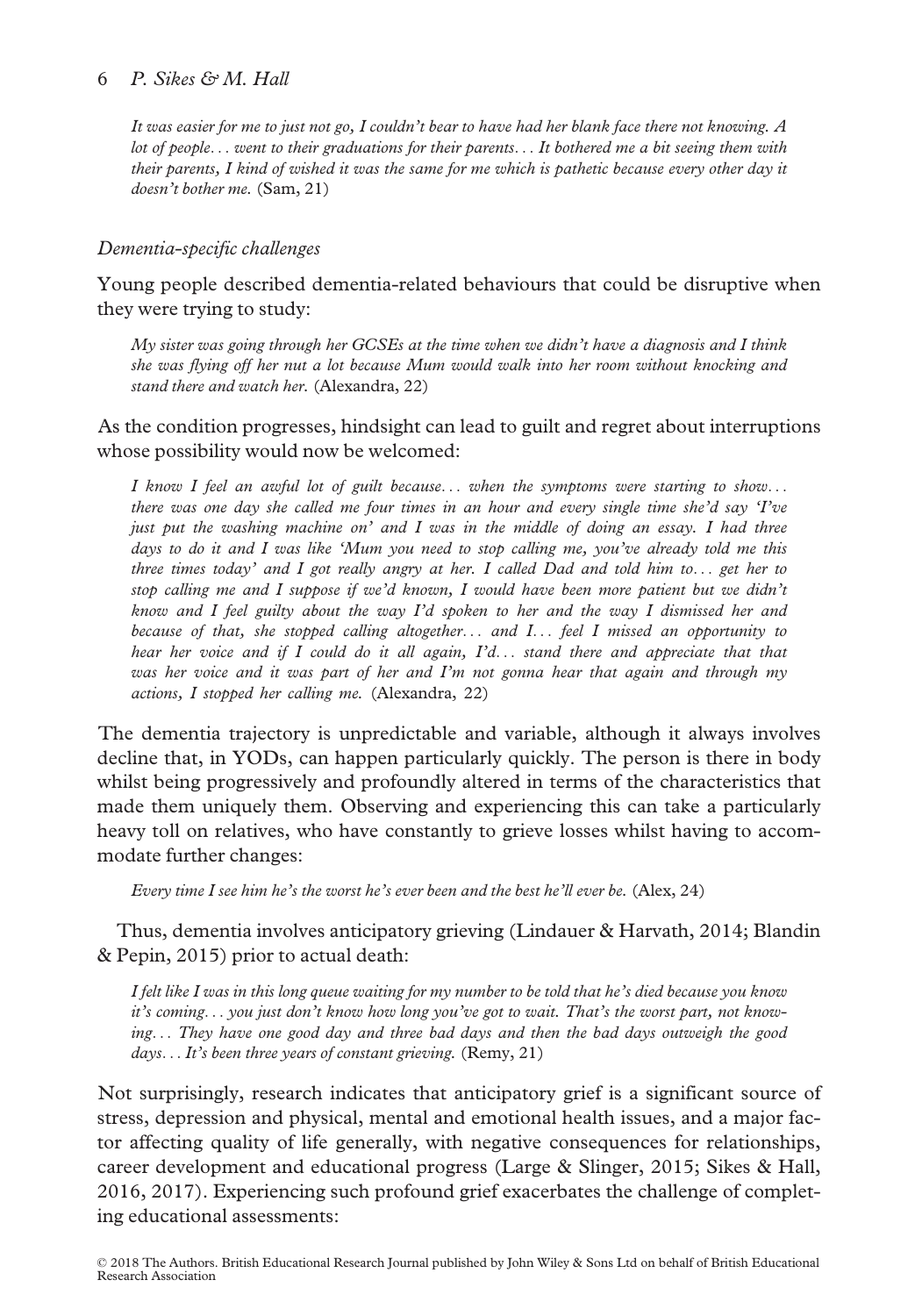*It was easier for me to just not go, I couldn't bear to have had her blank face there not knowing. A lot of people… went to their graduations for their parents… It bothered me a bit seeing them with their parents, I kind of wished it was the same for me which is pathetic because every other day it doesn't bother me.* (Sam, 21)

### *Dementia-specific challenges*

Young people described dementia-related behaviours that could be disruptive when they were trying to study:

> *My sister was going through her GCSEs at the time when we didn't have a diagnosis and I think she was flying off her nut a lot because Mum would walk into her room without knocking and stand there and watch her.* (Alexandra, 22)

As the condition progresses, hindsight can lead to guilt and regret about interruptions whose possibility would now be welcomed:

> *I know I feel an awful lot of guilt because… when the symptoms were starting to show… there was one day she called me four times in an hour and every single time she'd say 'I've just put the washing machine on' and I was in the middle of doing an essay. I had three days to do it and I was like 'Mum you need to stop calling me, you've already told me this three times today' and I got really angry at her. I called Dad and told him to… get her to stop calling me and I suppose if we'd known, I would have been more patient but we didn't know and I feel guilty about the way I'd spoken to her and the way I dismissed her and because of that, she stopped calling altogether… and I… feel I missed an opportunity to hear her voice and if I could do it all again, I'd… stand there and appreciate that that was her voice and it was part of her and I'm not gonna hear that again and through my actions, I stopped her calling me.* (Alexandra, 22)

The dementia trajectory is unpredictable and variable, although it always involves decline that, in YODs, can happen particularly quickly. The person is there in body whilst being progressively and profoundly altered in terms of the characteristics that made them uniquely them. Observing and experiencing this can take a particularly heavy toll on relatives, who have constantly to grieve losses whilst having to accommodate further changes:

> *Every time I see him he's the worst he's ever been and the best he'll ever be.* (Alex, 24)

Thus, dementia involves anticipatory grieving (Lindauer & Harvath, 2014; Blandin & Pepin, 2015) prior to actual death:

> *I felt like I was in this long queue waiting for my number to be told that he's died because you know it's coming… you just don't know how long you've got to wait. That's the worst part, not knowing… They have one good day and three bad days and then the bad days outweigh the good days… It's been three years of constant grieving.* (Remy, 21)

Not surprisingly, research indicates that anticipatory grief is a significant source of stress, depression and physical, mental and emotional health issues, and a major factor affecting quality of life generally, with negative consequences for relationships, career development and educational progress (Large & Slinger, 2015; Sikes & Hall, 2016, 2017). Experiencing such profound grief exacerbates the challenge of completing educational assessments: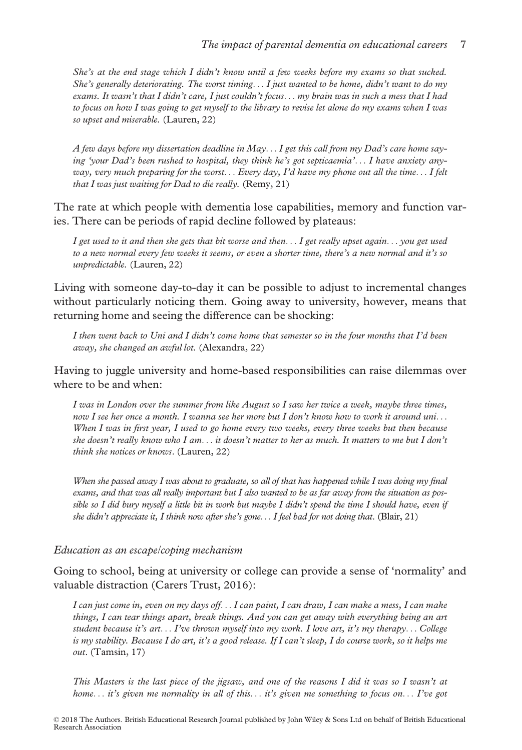> *She's at the end stage which I didn't know until a few weeks before my exams so that sucked. She's generally deteriorating. The worst timing… I just wanted to be home, didn't want to do my exams. It wasn't that I didn't care, I just couldn't focus… my brain was in such a mess that I had to focus on how I was going to get myself to the library to revise let alone do my exams when I was so upset and miserable.* (Lauren, 22)

> *A few days before my dissertation deadline in May… I get this call from my Dad's care home saying 'your Dad's been rushed to hospital, they think he's got septicaemia'… I have anxiety anyway, very much preparing for the worst… Every day, I'd have my phone out all the time… I felt that I was just waiting for Dad to die really.* (Remy, 21)

The rate at which people with dementia lose capabilities, memory and function varies. There can be periods of rapid decline followed by plateaus:

> *I get used to it and then she gets that bit worse and then… I get really upset again… you get used to a new normal every few weeks it seems, or even a shorter time, there's a new normal and it's so unpredictable.* (Lauren, 22)

Living with someone day-to-day it can be possible to adjust to incremental changes without particularly noticing them. Going away to university, however, means that returning home and seeing the difference can be shocking:

> *I then went back to Uni and I didn't come home that semester so in the four months that I'd been away, she changed an awful lot.* (Alexandra, 22)

Having to juggle university and home-based responsibilities can raise dilemmas over where to be and when:

> *I was in London over the summer from like August so I saw her twice a week, maybe three times, now I see her once a month. I wanna see her more but I don't know how to work it around uni… When I was in first year, I used to go home every two weeks, every three weeks but then because she doesn't really know who I am… it doesn't matter to her as much. It matters to me but I don't think she notices or knows.* (Lauren, 22)

> *When she passed away I was about to graduate, so all of that has happened while I was doing my final exams, and that was all really important but I also wanted to be as far away from the situation as possible so I did bury myself a little bit in work but maybe I didn't spend the time I should have, even if she didn't appreciate it, I think now after she's gone… I feel bad for not doing that.* (Blair, 21)

### *Education as an escape/coping mechanism*

Going to school, being at university or college can provide a sense of 'normality' and valuable distraction (Carers Trust, 2016):

> *I can just come in, even on my days off… I can paint, I can draw, I can make a mess, I can make things, I can tear things apart, break things. And you can get away with everything being an art student because it's art… I've thrown myself into my work. I love art, it's my therapy… College is my stability. Because I do art, it's a good release. If I can't sleep, I do course work, so it helps me out.* (Tamsin, 17)

> *This Masters is the last piece of the jigsaw, and one of the reasons I did it was so I wasn't at home… it's given me normality in all of this… it's given me something to focus on… I've got*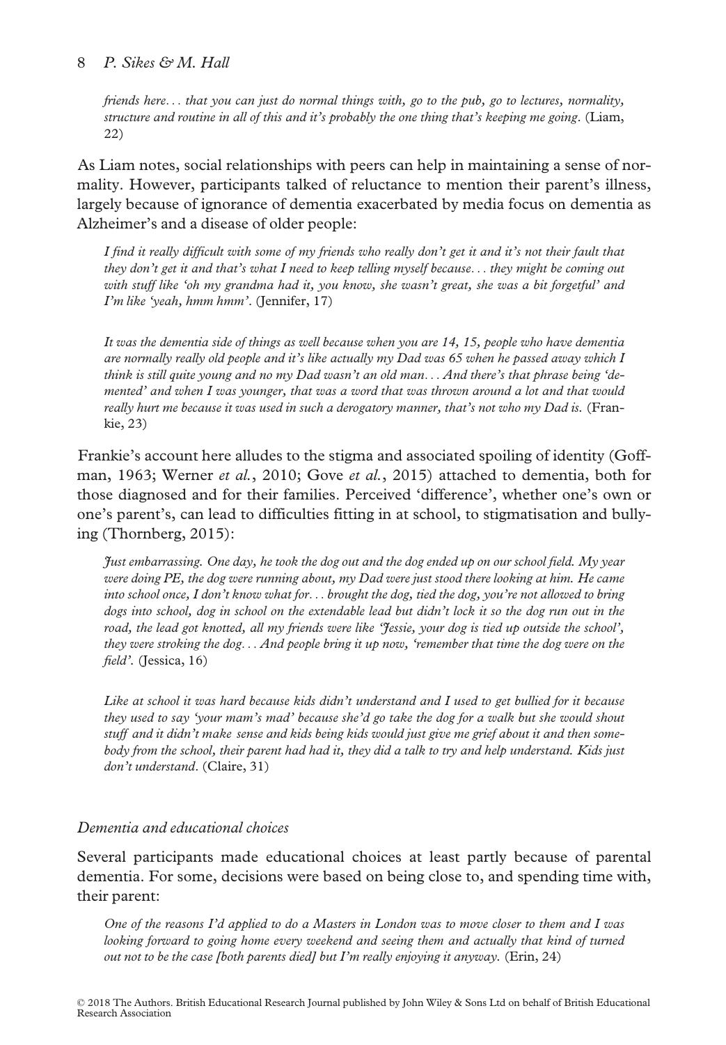*friends here… that you can just do normal things with, go to the pub, go to lectures, normality, structure and routine in all of this and it's probably the one thing that's keeping me going.* (Liam, 22)

As Liam notes, social relationships with peers can help in maintaining a sense of normality. However, participants talked of reluctance to mention their parent's illness, largely because of ignorance of dementia exacerbated by media focus on dementia as Alzheimer's and a disease of older people:

> *I find it really difficult with some of my friends who really don't get it and it's not their fault that they don't get it and that's what I need to keep telling myself because… they might be coming out with stuff like 'oh my grandma had it, you know, she wasn't great, she was a bit forgetful' and I'm like 'yeah, hmm hmm'.* (Jennifer, 17)

> *It was the dementia side of things as well because when you are 14, 15, people who have dementia are normally really old people and it's like actually my Dad was 65 when he passed away which I think is still quite young and no my Dad wasn't an old man… And there's that phrase being 'demented' and when I was younger, that was a word that was thrown around a lot and that would really hurt me because it was used in such a derogatory manner, that's not who my Dad is.* (Frankie, 23)

Frankie's account here alludes to the stigma and associated spoiling of identity (Goffman, 1963; Werner *et al.*, 2010; Gove *et al.*, 2015) attached to dementia, both for those diagnosed and for their families. Perceived 'difference', whether one's own or one's parent's, can lead to difficulties fitting in at school, to stigmatisation and bullying (Thornberg, 2015):

> *Just embarrassing. One day, he took the dog out and the dog ended up on our school field. My year were doing PE, the dog were running about, my Dad were just stood there looking at him. He came into school once, I don't know what for… brought the dog, tied the dog, you're not allowed to bring dogs into school, dog in school on the extendable lead but didn't lock it so the dog run out in the road, the lead got knotted, all my friends were like 'Jessie, your dog is tied up outside the school', they were stroking the dog… And people bring it up now, 'remember that time the dog were on the field'.* (Jessica, 16)

> *Like at school it was hard because kids didn't understand and I used to get bullied for it because they used to say 'your mam's mad' because she'd go take the dog for a walk but she would shout stuff and it didn't make sense and kids being kids would just give me grief about it and then somebody from the school, their parent had had it, they did a talk to try and help understand. Kids just don't understand.* (Claire, 31)

### *Dementia and educational choices*

Several participants made educational choices at least partly because of parental dementia. For some, decisions were based on being close to, and spending time with, their parent:

> *One of the reasons I'd applied to do a Masters in London was to move closer to them and I was looking forward to going home every weekend and seeing them and actually that kind of turned out not to be the case [both parents died] but I'm really enjoying it anyway.* (Erin, 24)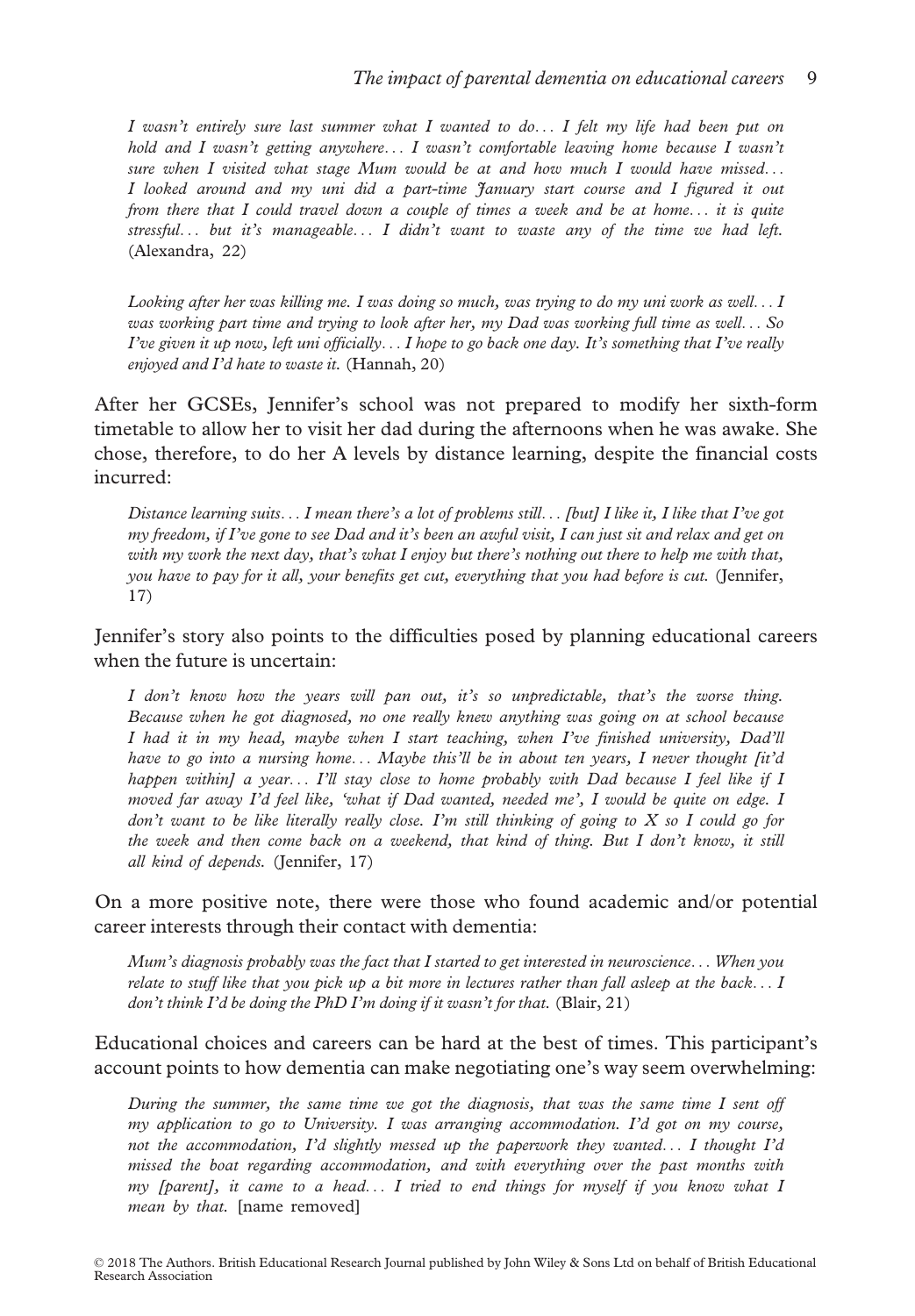*I wasn't entirely sure last summer what I wanted to do… I felt my life had been put on hold and I wasn't getting anywhere… I wasn't comfortable leaving home because I wasn't sure when I visited what stage Mum would be at and how much I would have missed… I looked around and my uni did a part-time January start course and I figured it out from there that I could travel down a couple of times a week and be at home… it is quite stressful… but it's manageable… I didn't want to waste any of the time we had left.* (Alexandra, 22)

*Looking after her was killing me. I was doing so much, was trying to do my uni work as well… I was working part time and trying to look after her, my Dad was working full time as well… So I've given it up now, left uni officially… I hope to go back one day. It's something that I've really enjoyed and I'd hate to waste it.* (Hannah, 20)

After her GCSEs, Jennifer's school was not prepared to modify her sixth-form timetable to allow her to visit her dad during the afternoons when he was awake. She chose, therefore, to do her A levels by distance learning, despite the financial costs incurred:

*Distance learning suits… I mean there's a lot of problems still… [but] I like it, I like that I've got my freedom, if I've gone to see Dad and it's been an awful visit, I can just sit and relax and get on with my work the next day, that's what I enjoy but there's nothing out there to help me with that, you have to pay for it all, your benefits get cut, everything that you had before is cut.* (Jennifer, 17)

Jennifer's story also points to the difficulties posed by planning educational careers when the future is uncertain:

*I don't know how the years will pan out, it's so unpredictable, that's the worse thing. Because when he got diagnosed, no one really knew anything was going on at school because I had it in my head, maybe when I start teaching, when I've finished university, Dad'll have to go into a nursing home… Maybe this'll be in about ten years, I never thought [it'd happen within] a year… I'll stay close to home probably with Dad because I feel like if I moved far away I'd feel like, 'what if Dad wanted, needed me', I would be quite on edge. I don't want to be like literally really close. I'm still thinking of going to X so I could go for the week and then come back on a weekend, that kind of thing. But I don't know, it still all kind of depends.* (Jennifer, 17)

On a more positive note, there were those who found academic and/or potential career interests through their contact with dementia:

*Mum's diagnosis probably was the fact that I started to get interested in neuroscience… When you relate to stuff like that you pick up a bit more in lectures rather than fall asleep at the back… I don't think I'd be doing the PhD I'm doing if it wasn't for that.* (Blair, 21)

Educational choices and careers can be hard at the best of times. This participant's account points to how dementia can make negotiating one's way seem overwhelming:

*During the summer, the same time we got the diagnosis, that was the same time I sent off my application to go to University. I was arranging accommodation. I'd got on my course, not the accommodation, I'd slightly messed up the paperwork they wanted… I thought I'd missed the boat regarding accommodation, and with everything over the past months with my [parent], it came to a head… I tried to end things for myself if you know what I mean by that.* [name removed]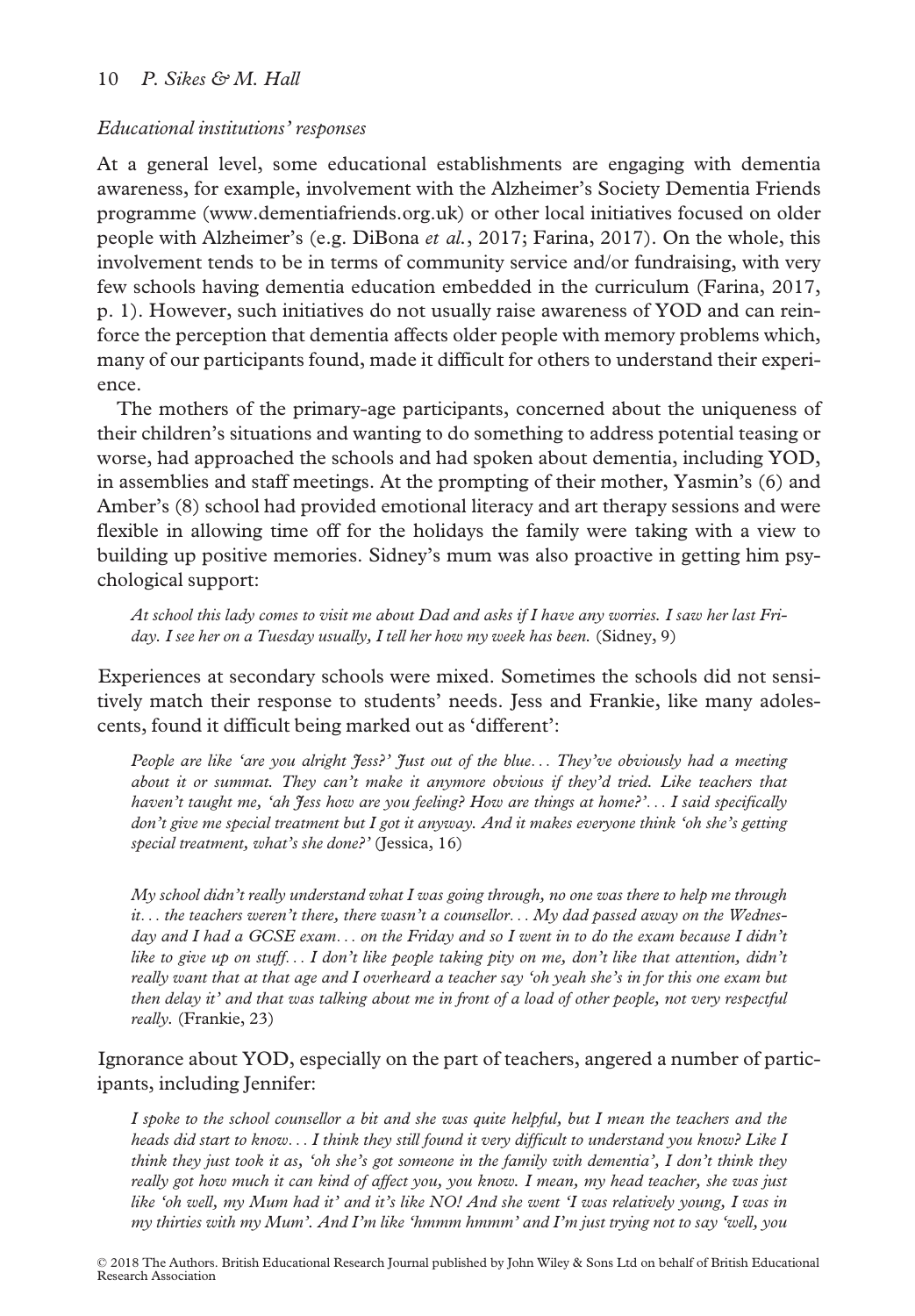*Educational institutions' responses*

At a general level, some educational establishments are engaging with dementia awareness, for example, involvement with the Alzheimer's Society Dementia Friends programme (www.dementiafriends.org.uk) or other local initiatives focused on older people with Alzheimer's (e.g. DiBona *et al.*, 2017; Farina, 2017). On the whole, this involvement tends to be in terms of community service and/or fundraising, with very few schools having dementia education embedded in the curriculum (Farina, 2017, p. 1). However, such initiatives do not usually raise awareness of YOD and can reinforce the perception that dementia affects older people with memory problems which, many of our participants found, made it difficult for others to understand their experience.

The mothers of the primary-age participants, concerned about the uniqueness of their children's situations and wanting to do something to address potential teasing or worse, had approached the schools and had spoken about dementia, including YOD, in assemblies and staff meetings. At the prompting of their mother, Yasmin's (6) and Amber's (8) school had provided emotional literacy and art therapy sessions and were flexible in allowing time off for the holidays the family were taking with a view to building up positive memories. Sidney's mum was also proactive in getting him psychological support:

> *At school this lady comes to visit me about Dad and asks if I have any worries. I saw her last Friday. I see her on a Tuesday usually, I tell her how my week has been.* (Sidney, 9)

Experiences at secondary schools were mixed. Sometimes the schools did not sensitively match their response to students' needs. Jess and Frankie, like many adolescents, found it difficult being marked out as 'different':

> *People are like 'are you alright Jess?' Just out of the blue... They've obviously had a meeting about it or summat. They can't make it anymore obvious if they'd tried. Like teachers that haven't taught me, 'ah Jess how are you feeling? How are things at home?'... I said specifically don't give me special treatment but I got it anyway. And it makes everyone think 'oh she's getting special treatment, what's she done?'* (Jessica, 16)

> *My school didn't really understand what I was going through, no one was there to help me through it... the teachers weren't there, there wasn't a counsellor... My dad passed away on the Wednesday and I had a GCSE exam... on the Friday and so I went in to do the exam because I didn't like to give up on stuff... I don't like people taking pity on me, don't like that attention, didn't really want that at that age and I overheard a teacher say 'oh yeah she's in for this one exam but then delay it' and that was talking about me in front of a load of other people, not very respectful really.* (Frankie, 23)

Ignorance about YOD, especially on the part of teachers, angered a number of participants, including Jennifer:

> *I spoke to the school counsellor a bit and she was quite helpful, but I mean the teachers and the heads did start to know... I think they still found it very difficult to understand you know? Like I think they just took it as, 'oh she's got someone in the family with dementia', I don't think they really got how much it can kind of affect you, you know. I mean, my head teacher, she was just like 'oh well, my Mum had it' and it's like NO! And she went 'I was relatively young, I was in my thirties with my Mum'. And I'm like 'hmmm hmmm' and I'm just trying not to say 'well, you*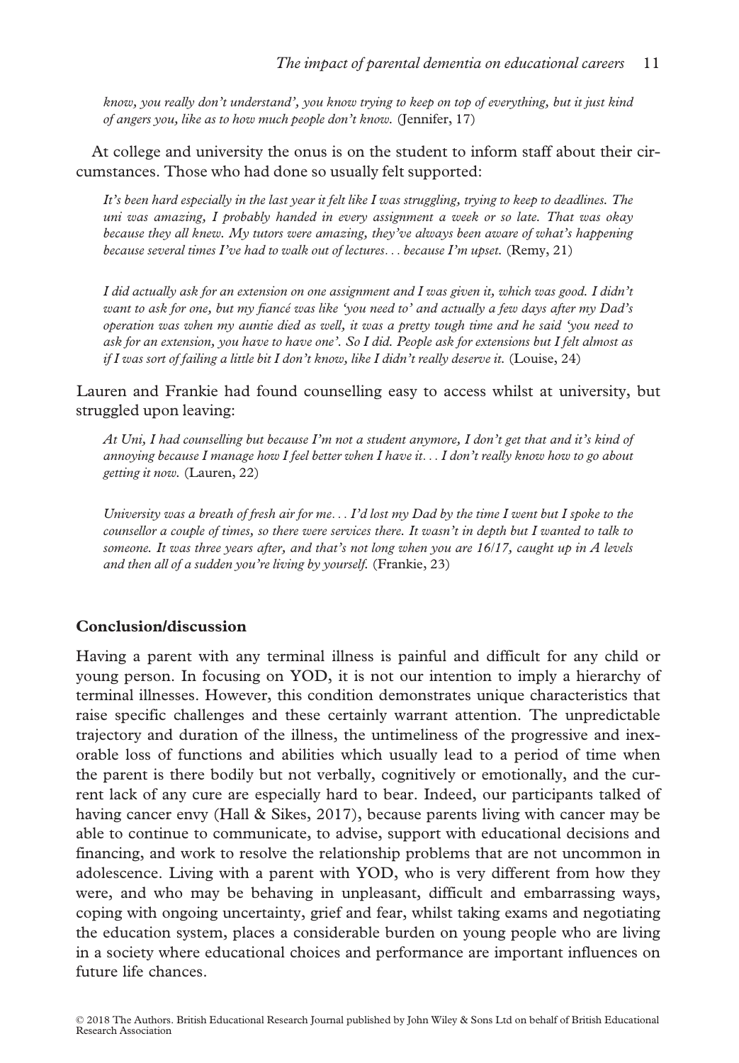*know, you really don't understand', you know trying to keep on top of everything, but it just kind of angers you, like as to how much people don't know.* (Jennifer, 17)

At college and university the onus is on the student to inform staff about their circumstances. Those who had done so usually felt supported:

> *It's been hard especially in the last year it felt like I was struggling, trying to keep to deadlines. The uni was amazing, I probably handed in every assignment a week or so late. That was okay because they all knew. My tutors were amazing, they've always been aware of what's happening because several times I've had to walk out of lectures... because I'm upset.* (Remy, 21)

> *I did actually ask for an extension on one assignment and I was given it, which was good. I didn't want to ask for one, but my fiancé was like 'you need to' and actually a few days after my Dad's operation was when my auntie died as well, it was a pretty tough time and he said 'you need to ask for an extension, you have to have one'. So I did. People ask for extensions but I felt almost as if I was sort of failing a little bit I don't know, like I didn't really deserve it.* (Louise, 24)

Lauren and Frankie had found counselling easy to access whilst at university, but struggled upon leaving:

> *At Uni, I had counselling but because I'm not a student anymore, I don't get that and it's kind of annoying because I manage how I feel better when I have it... I don't really know how to go about getting it now.* (Lauren, 22)

> *University was a breath of fresh air for me... I'd lost my Dad by the time I went but I spoke to the counsellor a couple of times, so there were services there. It wasn't in depth but I wanted to talk to someone. It was three years after, and that's not long when you are 16/17, caught up in A levels and then all of a sudden you're living by yourself.* (Frankie, 23)

## Conclusion/discussion

Having a parent with any terminal illness is painful and difficult for any child or young person. In focusing on YOD, it is not our intention to imply a hierarchy of terminal illnesses. However, this condition demonstrates unique characteristics that raise specific challenges and these certainly warrant attention. The unpredictable trajectory and duration of the illness, the untimeliness of the progressive and inexorable loss of functions and abilities which usually lead to a period of time when the parent is there bodily but not verbally, cognitively or emotionally, and the current lack of any cure are especially hard to bear. Indeed, our participants talked of having cancer envy (Hall & Sikes, 2017), because parents living with cancer may be able to continue to communicate, to advise, support with educational decisions and financing, and work to resolve the relationship problems that are not uncommon in adolescence. Living with a parent with YOD, who is very different from how they were, and who may be behaving in unpleasant, difficult and embarrassing ways, coping with ongoing uncertainty, grief and fear, whilst taking exams and negotiating the education system, places a considerable burden on young people who are living in a society where educational choices and performance are important influences on future life chances.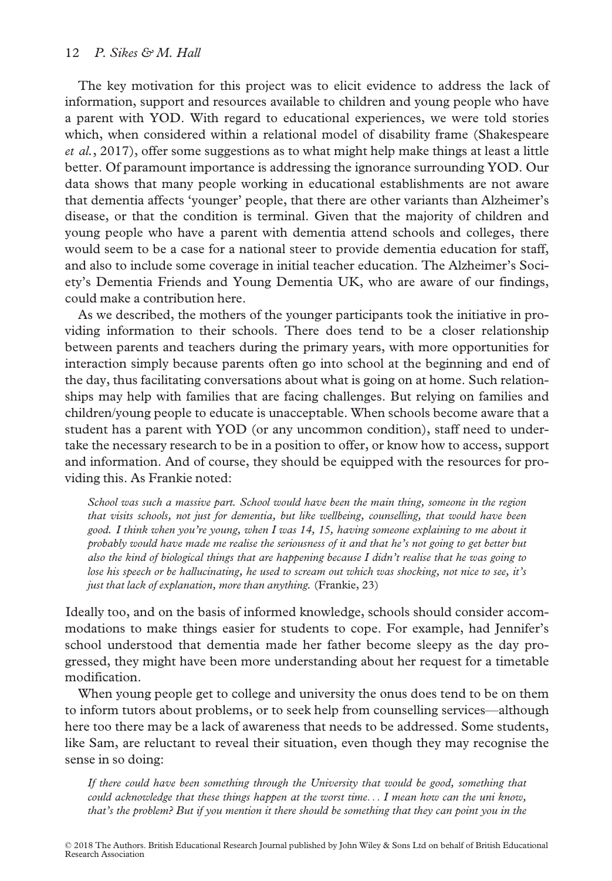The key motivation for this project was to elicit evidence to address the lack of information, support and resources available to children and young people who have a parent with YOD. With regard to educational experiences, we were told stories which, when considered within a relational model of disability frame (Shakespeare *et al.*, 2017), offer some suggestions as to what might help make things at least a little better. Of paramount importance is addressing the ignorance surrounding YOD. Our data shows that many people working in educational establishments are not aware that dementia affects 'younger' people, that there are other variants than Alzheimer's disease, or that the condition is terminal. Given that the majority of children and young people who have a parent with dementia attend schools and colleges, there would seem to be a case for a national steer to provide dementia education for staff, and also to include some coverage in initial teacher education. The Alzheimer's Society's Dementia Friends and Young Dementia UK, who are aware of our findings, could make a contribution here.

As we described, the mothers of the younger participants took the initiative in providing information to their schools. There does tend to be a closer relationship between parents and teachers during the primary years, with more opportunities for interaction simply because parents often go into school at the beginning and end of the day, thus facilitating conversations about what is going on at home. Such relationships may help with families that are facing challenges. But relying on families and children/young people to educate is unacceptable. When schools become aware that a student has a parent with YOD (or any uncommon condition), staff need to undertake the necessary research to be in a position to offer, or know how to access, support and information. And of course, they should be equipped with the resources for providing this. As Frankie noted:

> *School was such a massive part. School would have been the main thing, someone in the region that visits schools, not just for dementia, but like wellbeing, counselling, that would have been good. I think when you're young, when I was 14, 15, having someone explaining to me about it probably would have made me realise the seriousness of it and that he's not going to get better but also the kind of biological things that are happening because I didn't realise that he was going to lose his speech or be hallucinating, he used to scream out which was shocking, not nice to see, it's just that lack of explanation, more than anything.* (Frankie, 23)

Ideally too, and on the basis of informed knowledge, schools should consider accommodations to make things easier for students to cope. For example, had Jennifer's school understood that dementia made her father become sleepy as the day progressed, they might have been more understanding about her request for a timetable modification.

When young people get to college and university the onus does tend to be on them to inform tutors about problems, or to seek help from counselling services—although here too there may be a lack of awareness that needs to be addressed. Some students, like Sam, are reluctant to reveal their situation, even though they may recognise the sense in so doing:

> *If there could have been something through the University that would be good, something that could acknowledge that these things happen at the worst time... I mean how can the uni know, that's the problem? But if you mention it there should be something that they can point you in the*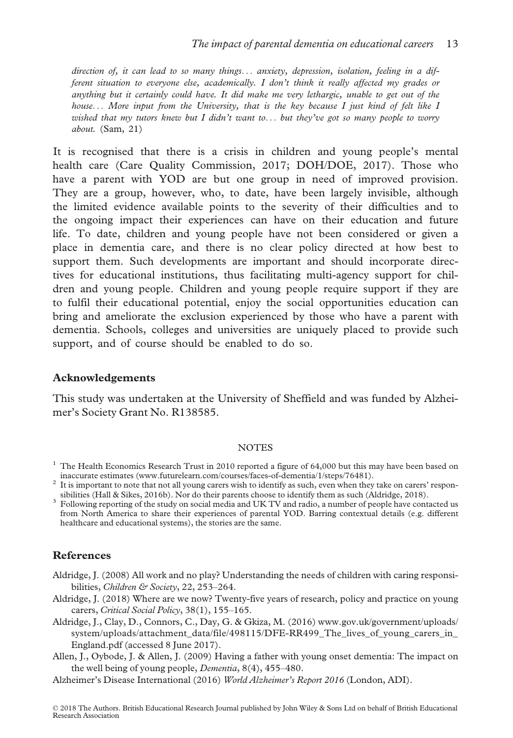*direction of, it can lead to so many things… anxiety, depression, isolation, feeling in a different situation to everyone else, academically. I don't think it really affected my grades or anything but it certainly could have. It did make me very lethargic, unable to get out of the house… More input from the University, that is the key because I just kind of felt like I wished that my tutors knew but I didn't want to… but they've got so many people to worry about.* (Sam, 21)

It is recognised that there is a crisis in children and young people's mental health care (Care Quality Commission, 2017; DOH/DOE, 2017). Those who have a parent with YOD are but one group in need of improved provision. They are a group, however, who, to date, have been largely invisible, although the limited evidence available points to the severity of their difficulties and to the ongoing impact their experiences can have on their education and future life. To date, children and young people have not been considered or given a place in dementia care, and there is no clear policy directed at how best to support them. Such developments are important and should incorporate directives for educational institutions, thus facilitating multi-agency support for children and young people. Children and young people require support if they are to fulfil their educational potential, enjoy the social opportunities education can bring and ameliorate the exclusion experienced by those who have a parent with dementia. Schools, colleges and universities are uniquely placed to provide such support, and of course should be enabled to do so.

## Acknowledgements

This study was undertaken at the University of Sheffield and was funded by Alzheimer's Society Grant No. R138585.

## NOTES

[1] The Health Economics Research Trust in 2010 reported a figure of 64,000 but this may have been based on inaccurate estimates (www.futurelearn.com/courses/faces-of-dementia/1/steps/76481).

[2] It is important to note that not all young carers wish to identify as such, even when they take on carers' responsibilities (Hall & Sikes, 2016b). Nor do their parents choose to identify them as such (Aldridge, 2018).

[3] Following reporting of the study on social media and UK TV and radio, a number of people have contacted us from North America to share their experiences of parental YOD. Barring contextual details (e.g. different healthcare and educational systems), the stories are the same.

## References

Aldridge, J. (2008) All work and no play? Understanding the needs of children with caring responsibilities, *Children & Society*, 22, 253–264.

Aldridge, J. (2018) Where are we now? Twenty-five years of research, policy and practice on young carers, *Critical Social Policy*, 38(1), 155–165.

Aldridge, J., Clay, D., Connors, C., Day, G. & Gkiza, M. (2016) www.gov.uk/government/uploads/system/uploads/attachment_data/file/498115/DFE-RR499_The_lives_of_young_carers_in_England.pdf (accessed 8 June 2017).

Allen, J., Oybode, J. & Allen, J. (2009) Having a father with young onset dementia: The impact on the well being of young people, *Dementia*, 8(4), 455–480.

Alzheimer's Disease International (2016) *World Alzheimer's Report 2016* (London, ADI).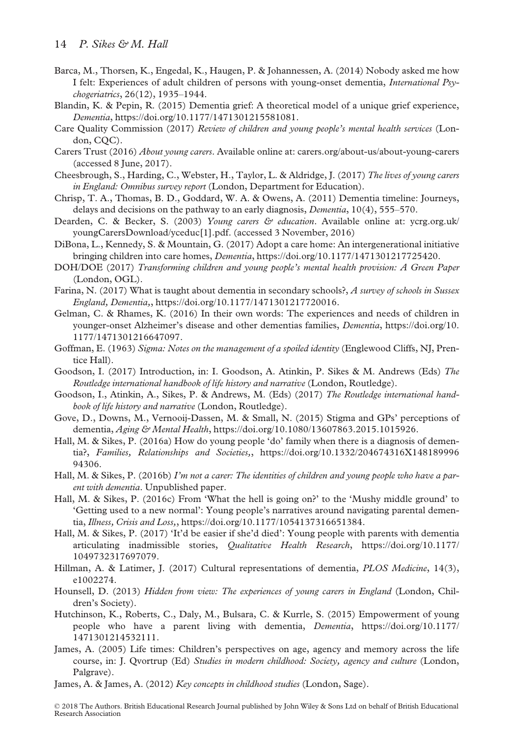Barca, M., Thorsen, K., Engedal, K., Haugen, P. & Johannessen, A. (2014) Nobody asked me how I felt: Experiences of adult children of persons with young-onset dementia, *International Psychogeriatrics*, 26(12), 1935–1944.

Blandin, K. & Pepin, R. (2015) Dementia grief: A theoretical model of a unique grief experience, *Dementia*, https://doi.org/10.1177/1471301215581081.

Care Quality Commission (2017) *Review of children and young people's mental health services* (London, CQC).

Carers Trust (2016) *About young carers*. Available online at: carers.org/about-us/about-young-carers (accessed 8 June, 2017).

Cheesbrough, S., Harding, C., Webster, H., Taylor, L. & Aldridge, J. (2017) *The lives of young carers in England: Omnibus survey report* (London, Department for Education).

Chrisp, T. A., Thomas, B. D., Goddard, W. A. & Owens, A. (2011) Dementia timeline: Journeys, delays and decisions on the pathway to an early diagnosis, *Dementia*, 10(4), 555–570.

Dearden, C. & Becker, S. (2003) *Young carers & education*. Available online at: ycrg.org.uk/youngCarersDownload/yceduc[1].pdf. (accessed 3 November, 2016)

DiBona, L., Kennedy, S. & Mountain, G. (2017) Adopt a care home: An intergenerational initiative bringing children into care homes, *Dementia*, https://doi.org/10.1177/1471301217725420.

DOH/DOE (2017) *Transforming children and young people's mental health provision: A Green Paper* (London, OGL).

Farina, N. (2017) What is taught about dementia in secondary schools?, *A survey of schools in Sussex England, Dementia,*, https://doi.org/10.1177/1471301217720016.

Gelman, C. & Rhames, K. (2016) In their own words: The experiences and needs of children in younger-onset Alzheimer's disease and other dementias families, *Dementia*, https://doi.org/10.1177/1471301216647097.

Goffman, E. (1963) *Sigma: Notes on the management of a spoiled identity* (Englewood Cliffs, NJ, Prentice Hall).

Goodson, I. (2017) Introduction, in: I. Goodson, A. Atinkin, P. Sikes & M. Andrews (Eds) *The Routledge international handbook of life history and narrative* (London, Routledge).

Goodson, I., Atinkin, A., Sikes, P. & Andrews, M. (Eds) (2017) *The Routledge international handbook of life history and narrative* (London, Routledge).

Gove, D., Downs, M., Vernooij-Dassen, M. & Small, N. (2015) Stigma and GPs' perceptions of dementia, *Aging & Mental Health*, https://doi.org/10.1080/13607863.2015.1015926.

Hall, M. & Sikes, P. (2016a) How do young people 'do' family when there is a diagnosis of dementia?, *Families, Relationships and Societies,*, https://doi.org/10.1332/204674316X14818999694306.

Hall, M. & Sikes, P. (2016b) *I'm not a carer: The identities of children and young people who have a parent with dementia*. Unpublished paper.

Hall, M. & Sikes, P. (2016c) From 'What the hell is going on?' to the 'Mushy middle ground' to 'Getting used to a new normal': Young people's narratives around navigating parental dementia, *Illness, Crisis and Loss,*, https://doi.org/10.1177/1054137316651384.

Hall, M. & Sikes, P. (2017) 'It'd be easier if she'd died': Young people with parents with dementia articulating inadmissible stories, *Qualitative Health Research*, https://doi.org/10.1177/1049732317697079.

Hillman, A. & Latimer, J. (2017) Cultural representations of dementia, *PLOS Medicine*, 14(3), e1002274.

Hounsell, D. (2013) *Hidden from view: The experiences of young carers in England* (London, Children's Society).

Hutchinson, K., Roberts, C., Daly, M., Bulsara, C. & Kurrle, S. (2015) Empowerment of young people who have a parent living with dementia, *Dementia*, https://doi.org/10.1177/1471301214532111.

James, A. (2005) Life times: Children's perspectives on age, agency and memory across the life course, in: J. Qvortrup (Ed) *Studies in modern childhood: Society, agency and culture* (London, Palgrave).

James, A. & James, A. (2012) *Key concepts in childhood studies* (London, Sage).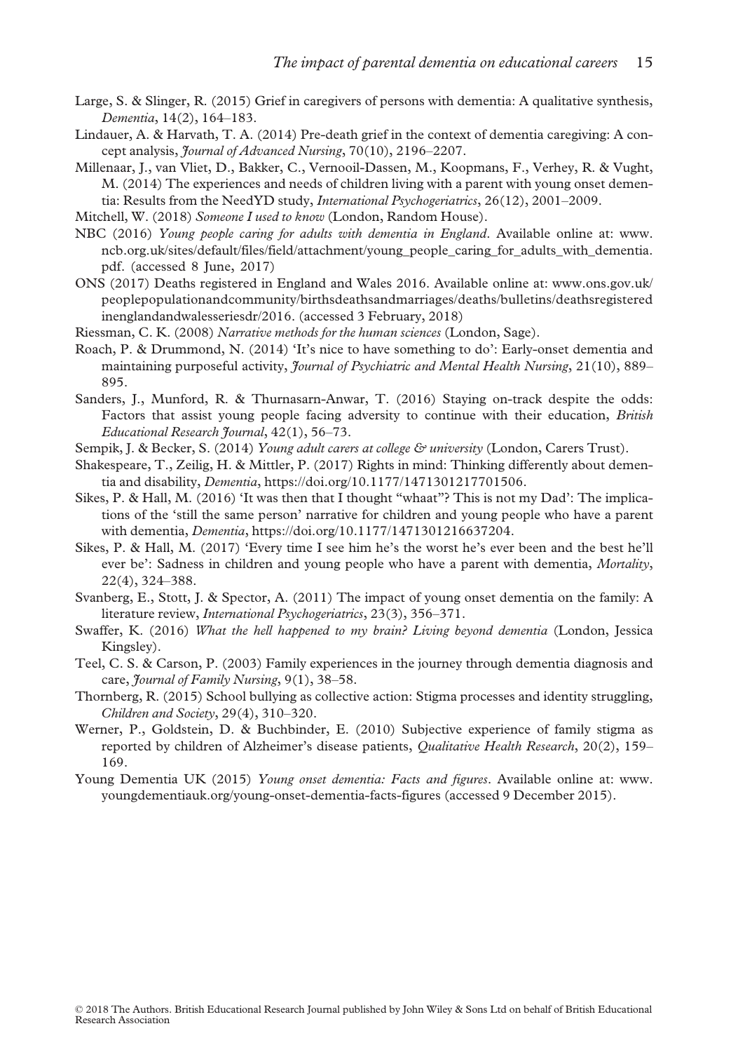Large, S. & Slinger, R. (2015) Grief in caregivers of persons with dementia: A qualitative synthesis, *Dementia*, 14(2), 164–183.

Lindauer, A. & Harvath, T. A. (2014) Pre-death grief in the context of dementia caregiving: A concept analysis, *Journal of Advanced Nursing*, 70(10), 2196–2207.

Millenaar, J., van Vliet, D., Bakker, C., Vernooil-Dassen, M., Koopmans, F., Verhey, R. & Vught, M. (2014) The experiences and needs of children living with a parent with young onset dementia: Results from the NeedYD study, *International Psychogeriatrics*, 26(12), 2001–2009.

Mitchell, W. (2018) *Someone I used to know* (London, Random House).

NBC (2016) *Young people caring for adults with dementia in England*. Available online at: www.ncb.org.uk/sites/default/files/field/attachment/young_people_caring_for_adults_with_dementia.pdf. (accessed 8 June, 2017)

ONS (2017) Deaths registered in England and Wales 2016. Available online at: www.ons.gov.uk/peoplepopulationandcommunity/birthsdeathsandmarriages/deaths/bulletins/deathsregisteredinenglandandwalesseriesdr/2016. (accessed 3 February, 2018)

Riessman, C. K. (2008) *Narrative methods for the human sciences* (London, Sage).

Roach, P. & Drummond, N. (2014) 'It's nice to have something to do': Early-onset dementia and maintaining purposeful activity, *Journal of Psychiatric and Mental Health Nursing*, 21(10), 889–895.

Sanders, J., Munford, R. & Thurnasarn-Anwar, T. (2016) Staying on-track despite the odds: Factors that assist young people facing adversity to continue with their education, *British Educational Research Journal*, 42(1), 56–73.

Sempik, J. & Becker, S. (2014) *Young adult carers at college & university* (London, Carers Trust).

Shakespeare, T., Zeilig, H. & Mittler, P. (2017) Rights in mind: Thinking differently about dementia and disability, *Dementia*, https://doi.org/10.1177/1471301217701506.

Sikes, P. & Hall, M. (2016) 'It was then that I thought "whaat"? This is not my Dad': The implications of the 'still the same person' narrative for children and young people who have a parent with dementia, *Dementia*, https://doi.org/10.1177/1471301216637204.

Sikes, P. & Hall, M. (2017) 'Every time I see him he's the worst he's ever been and the best he'll ever be': Sadness in children and young people who have a parent with dementia, *Mortality*, 22(4), 324–388.

Svanberg, E., Stott, J. & Spector, A. (2011) The impact of young onset dementia on the family: A literature review, *International Psychogeriatrics*, 23(3), 356–371.

Swaffer, K. (2016) *What the hell happened to my brain? Living beyond dementia* (London, Jessica Kingsley).

Teel, C. S. & Carson, P. (2003) Family experiences in the journey through dementia diagnosis and care, *Journal of Family Nursing*, 9(1), 38–58.

Thornberg, R. (2015) School bullying as collective action: Stigma processes and identity struggling, *Children and Society*, 29(4), 310–320.

Werner, P., Goldstein, D. & Buchbinder, E. (2010) Subjective experience of family stigma as reported by children of Alzheimer's disease patients, *Qualitative Health Research*, 20(2), 159–169.

Young Dementia UK (2015) *Young onset dementia: Facts and figures*. Available online at: www.youngdementiauk.org/young-onset-dementia-facts-figures (accessed 9 December 2015).

© 2018 The Authors. British Educational Research Journal published by John Wiley & Sons Ltd on behalf of British Educational Research Association